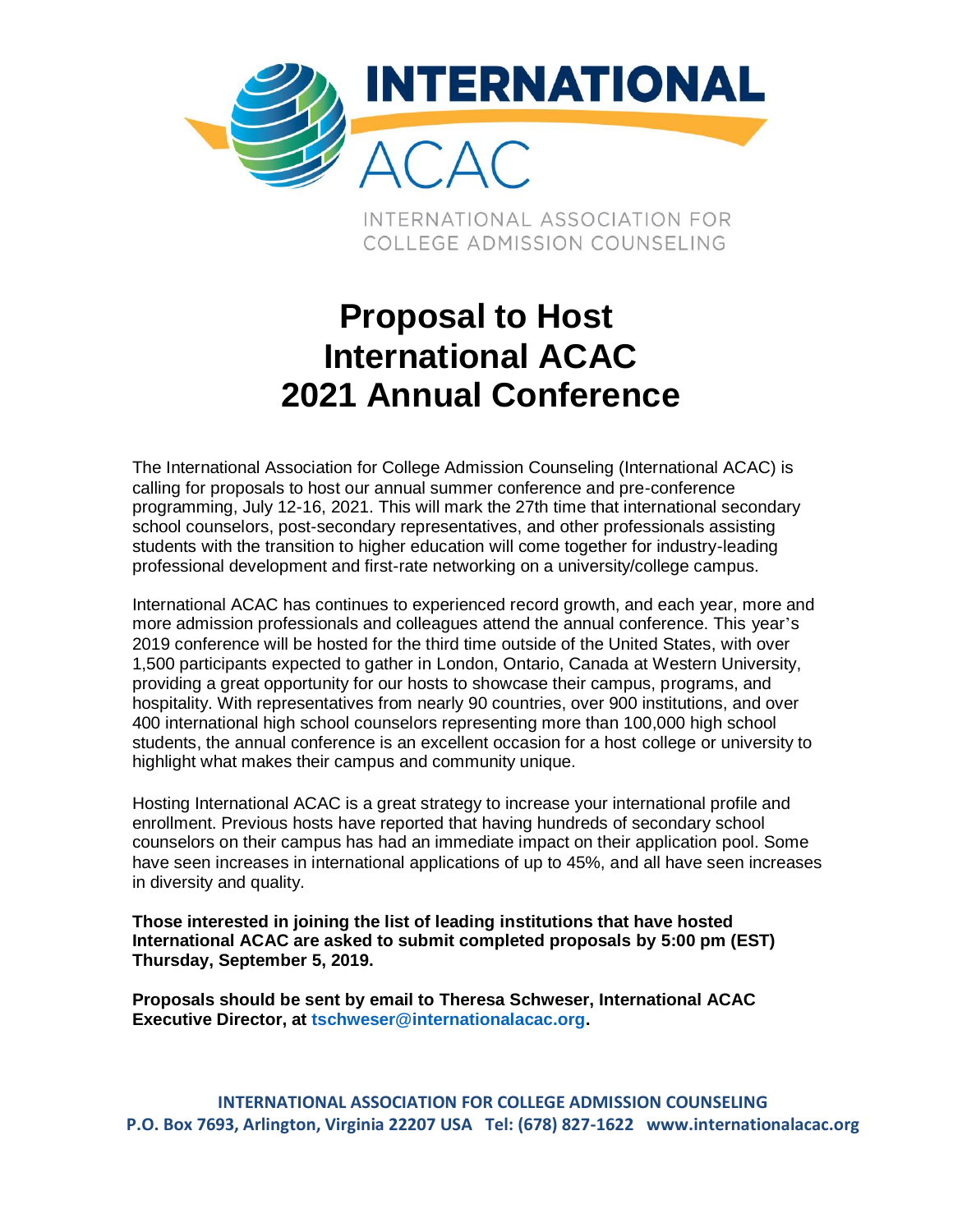INTERNATIONAL ACAC

INTERNATIONAL ASSOCIATION FOR COLLEGE ADMISSION COUNSELING

# Proposal to Host International ACAC 2021 Annual Conference

The International Association for College Admission Counseling (International ACAC) is calling for proposals to host our annual summer conference and pre-conference programming, July 12-16, 2021. This will mark the 27th time that international secondary school counselors, post-secondary representatives, and other professionals assisting students with the transition to higher education will come together for industry-leading professional development and first-rate networking on a university/college campus.

International ACAC has continues to experienced record growth, and each year, more and more admission professionals and colleagues attend the annual conference. This year's 2019 conference will be hosted for the third time outside of the United States, with over 1,500 participants expected to gather in London, Ontario, Canada at Western University, providing a great opportunity for our hosts to showcase their campus, programs, and hospitality. With representatives from nearly 90 countries, over 900 institutions, and over 400 international high school counselors representing more than 100,000 high school students, the annual conference is an excellent occasion for a host college or university to highlight what makes their campus and community unique.

Hosting International ACAC is a great strategy to increase your international profile and enrollment. Previous hosts have reported that having hundreds of secondary school counselors on their campus has had an immediate impact on their application pool. Some have seen increases in international applications of up to 45%, and all have seen increases in diversity and quality.

**Those interested in joining the list of leading institutions that have hosted International ACAC are asked to submit completed proposals by 5:00 pm (EST) Thursday, September 5, 2019.**

**Proposals should be sent by email to Theresa Schweser, International ACAC Executive Director, at tschweser@internationalacac.org.**

**INTERNATIONAL ASSOCIATION FOR COLLEGE ADMISSION COUNSELING**
**P.O. Box 7693, Arlington, Virginia 22207 USA Tel: (678) 827-1622 www.internationalacac.org**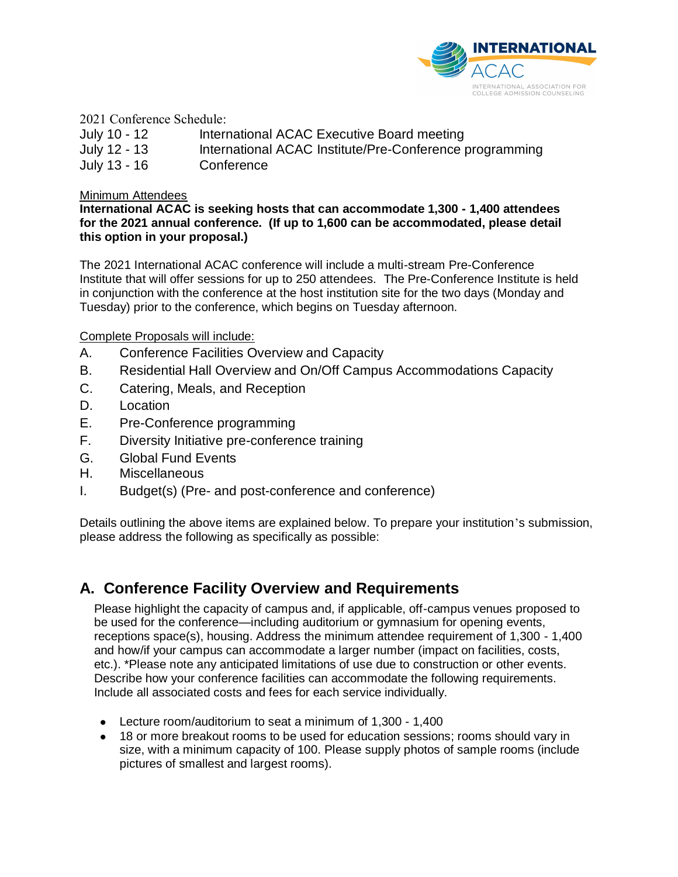2021 Conference Schedule:

| | |
|---|---|
| July 10 - 12 | International ACAC Executive Board meeting |
| July 12 - 13 | International ACAC Institute/Pre-Conference programming |
| July 13 - 16 | Conference |

Minimum Attendees

**International ACAC is seeking hosts that can accommodate 1,300 - 1,400 attendees for the 2021 annual conference. (If up to 1,600 can be accommodated, please detail this option in your proposal.)**

The 2021 International ACAC conference will include a multi-stream Pre-Conference Institute that will offer sessions for up to 250 attendees. The Pre-Conference Institute is held in conjunction with the conference at the host institution site for the two days (Monday and Tuesday) prior to the conference, which begins on Tuesday afternoon.

Complete Proposals will include:

A. Conference Facilities Overview and Capacity
B. Residential Hall Overview and On/Off Campus Accommodations Capacity
C. Catering, Meals, and Reception
D. Location
E. Pre-Conference programming
F. Diversity Initiative pre-conference training
G. Global Fund Events
H. Miscellaneous
I. Budget(s) (Pre- and post-conference and conference)

Details outlining the above items are explained below. To prepare your institution's submission, please address the following as specifically as possible:

## A. Conference Facility Overview and Requirements

Please highlight the capacity of campus and, if applicable, off-campus venues proposed to be used for the conference—including auditorium or gymnasium for opening events, receptions space(s), housing. Address the minimum attendee requirement of 1,300 - 1,400 and how/if your campus can accommodate a larger number (impact on facilities, costs, etc.). *Please note any anticipated limitations of use due to construction or other events. Describe how your conference facilities can accommodate the following requirements. Include all associated costs and fees for each service individually.

- Lecture room/auditorium to seat a minimum of 1,300 - 1,400
- 18 or more breakout rooms to be used for education sessions; rooms should vary in size, with a minimum capacity of 100. Please supply photos of sample rooms (include pictures of smallest and largest rooms).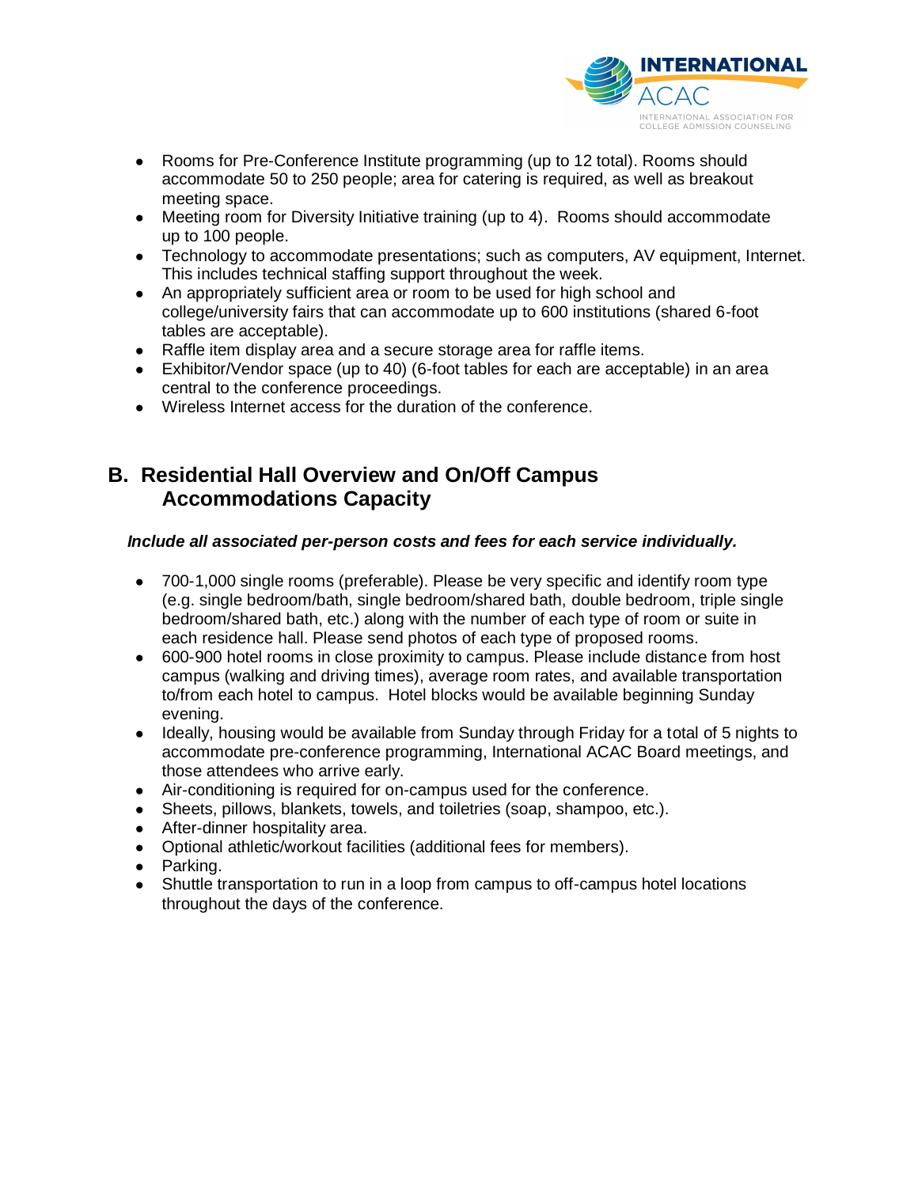- Rooms for Pre-Conference Institute programming (up to 12 total). Rooms should accommodate 50 to 250 people; area for catering is required, as well as breakout meeting space.
- Meeting room for Diversity Initiative training (up to 4). Rooms should accommodate up to 100 people.
- Technology to accommodate presentations; such as computers, AV equipment, Internet. This includes technical staffing support throughout the week.
- An appropriately sufficient area or room to be used for high school and college/university fairs that can accommodate up to 600 institutions (shared 6-foot tables are acceptable).
- Raffle item display area and a secure storage area for raffle items.
- Exhibitor/Vendor space (up to 40) (6-foot tables for each are acceptable) in an area central to the conference proceedings.
- Wireless Internet access for the duration of the conference.

## B. Residential Hall Overview and On/Off Campus Accommodations Capacity

***Include all associated per-person costs and fees for each service individually.***

- 700-1,000 single rooms (preferable). Please be very specific and identify room type (e.g. single bedroom/bath, single bedroom/shared bath, double bedroom, triple single bedroom/shared bath, etc.) along with the number of each type of room or suite in each residence hall. Please send photos of each type of proposed rooms.
- 600-900 hotel rooms in close proximity to campus. Please include distance from host campus (walking and driving times), average room rates, and available transportation to/from each hotel to campus. Hotel blocks would be available beginning Sunday evening.
- Ideally, housing would be available from Sunday through Friday for a total of 5 nights to accommodate pre-conference programming, International ACAC Board meetings, and those attendees who arrive early.
- Air-conditioning is required for on-campus used for the conference.
- Sheets, pillows, blankets, towels, and toiletries (soap, shampoo, etc.).
- After-dinner hospitality area.
- Optional athletic/workout facilities (additional fees for members).
- Parking.
- Shuttle transportation to run in a loop from campus to off-campus hotel locations throughout the days of the conference.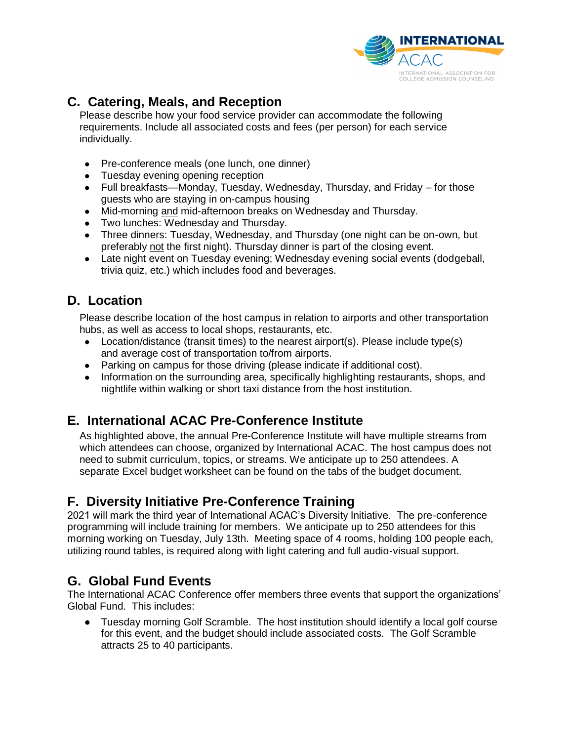## C. Catering, Meals, and Reception

Please describe how your food service provider can accommodate the following requirements. Include all associated costs and fees (per person) for each service individually.

- Pre-conference meals (one lunch, one dinner)
- Tuesday evening opening reception
- Full breakfasts—Monday, Tuesday, Wednesday, Thursday, and Friday – for those guests who are staying in on-campus housing
- Mid-morning and mid-afternoon breaks on Wednesday and Thursday.
- Two lunches: Wednesday and Thursday.
- Three dinners: Tuesday, Wednesday, and Thursday (one night can be on-own, but preferably not the first night). Thursday dinner is part of the closing event.
- Late night event on Tuesday evening; Wednesday evening social events (dodgeball, trivia quiz, etc.) which includes food and beverages.

## D. Location

Please describe location of the host campus in relation to airports and other transportation hubs, as well as access to local shops, restaurants, etc.

- Location/distance (transit times) to the nearest airport(s). Please include type(s) and average cost of transportation to/from airports.
- Parking on campus for those driving (please indicate if additional cost).
- Information on the surrounding area, specifically highlighting restaurants, shops, and nightlife within walking or short taxi distance from the host institution.

## E. International ACAC Pre-Conference Institute

As highlighted above, the annual Pre-Conference Institute will have multiple streams from which attendees can choose, organized by International ACAC. The host campus does not need to submit curriculum, topics, or streams. We anticipate up to 250 attendees. A separate Excel budget worksheet can be found on the tabs of the budget document.

## F. Diversity Initiative Pre-Conference Training

2021 will mark the third year of International ACAC's Diversity Initiative. The pre-conference programming will include training for members. We anticipate up to 250 attendees for this morning working on Tuesday, July 13th. Meeting space of 4 rooms, holding 100 people each, utilizing round tables, is required along with light catering and full audio-visual support.

## G. Global Fund Events

The International ACAC Conference offer members three events that support the organizations' Global Fund. This includes:

- Tuesday morning Golf Scramble. The host institution should identify a local golf course for this event, and the budget should include associated costs. The Golf Scramble attracts 25 to 40 participants.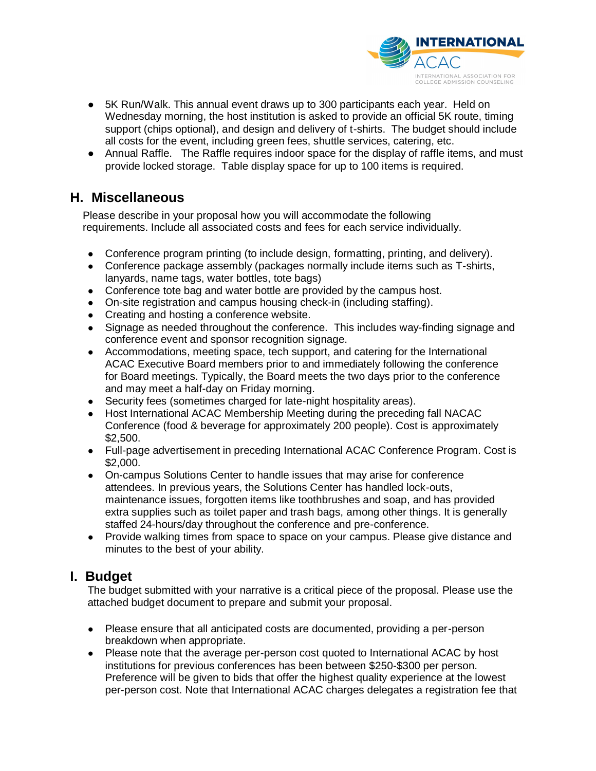- 5K Run/Walk. This annual event draws up to 300 participants each year. Held on Wednesday morning, the host institution is asked to provide an official 5K route, timing support (chips optional), and design and delivery of t-shirts. The budget should include all costs for the event, including green fees, shuttle services, catering, etc.
- Annual Raffle. The Raffle requires indoor space for the display of raffle items, and must provide locked storage. Table display space for up to 100 items is required.

## H. Miscellaneous

Please describe in your proposal how you will accommodate the following requirements. Include all associated costs and fees for each service individually.

- Conference program printing (to include design, formatting, printing, and delivery).
- Conference package assembly (packages normally include items such as T-shirts, lanyards, name tags, water bottles, tote bags)
- Conference tote bag and water bottle are provided by the campus host.
- On-site registration and campus housing check-in (including staffing).
- Creating and hosting a conference website.
- Signage as needed throughout the conference. This includes way-finding signage and conference event and sponsor recognition signage.
- Accommodations, meeting space, tech support, and catering for the International ACAC Executive Board members prior to and immediately following the conference for Board meetings. Typically, the Board meets the two days prior to the conference and may meet a half-day on Friday morning.
- Security fees (sometimes charged for late-night hospitality areas).
- Host International ACAC Membership Meeting during the preceding fall NACAC Conference (food & beverage for approximately 200 people). Cost is approximately $2,500.
- Full-page advertisement in preceding International ACAC Conference Program. Cost is $2,000.
- On-campus Solutions Center to handle issues that may arise for conference attendees. In previous years, the Solutions Center has handled lock-outs, maintenance issues, forgotten items like toothbrushes and soap, and has provided extra supplies such as toilet paper and trash bags, among other things. It is generally staffed 24-hours/day throughout the conference and pre-conference.
- Provide walking times from space to space on your campus. Please give distance and minutes to the best of your ability.

## I. Budget

The budget submitted with your narrative is a critical piece of the proposal. Please use the attached budget document to prepare and submit your proposal.

- Please ensure that all anticipated costs are documented, providing a per-person breakdown when appropriate.
- Please note that the average per-person cost quoted to International ACAC by host institutions for previous conferences has been between $250-$300 per person. Preference will be given to bids that offer the highest quality experience at the lowest per-person cost. Note that International ACAC charges delegates a registration fee that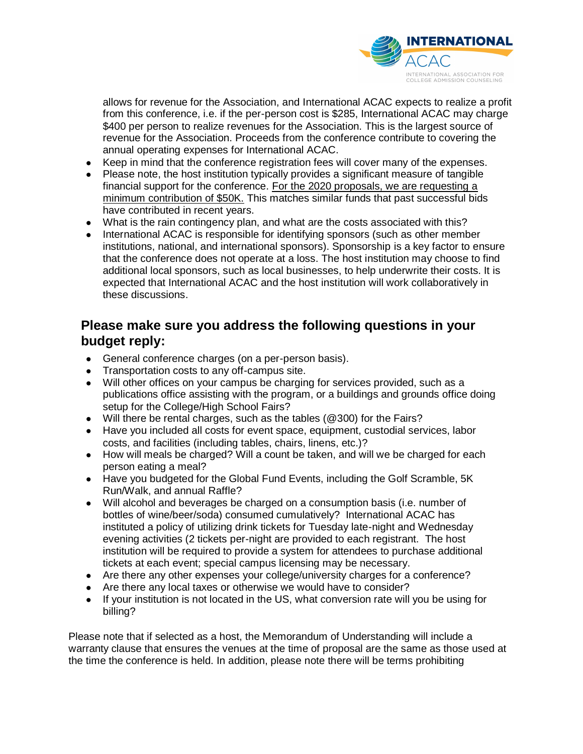allows for revenue for the Association, and International ACAC expects to realize a profit from this conference, i.e. if the per-person cost is $285, International ACAC may charge $400 per person to realize revenues for the Association. This is the largest source of revenue for the Association. Proceeds from the conference contribute to covering the annual operating expenses for International ACAC.

- Keep in mind that the conference registration fees will cover many of the expenses.
- Please note, the host institution typically provides a significant measure of tangible financial support for the conference. For the 2020 proposals, we are requesting a minimum contribution of $50K. This matches similar funds that past successful bids have contributed in recent years.
- What is the rain contingency plan, and what are the costs associated with this?
- International ACAC is responsible for identifying sponsors (such as other member institutions, national, and international sponsors). Sponsorship is a key factor to ensure that the conference does not operate at a loss. The host institution may choose to find additional local sponsors, such as local businesses, to help underwrite their costs. It is expected that International ACAC and the host institution will work collaboratively in these discussions.

## Please make sure you address the following questions in your budget reply:

- General conference charges (on a per-person basis).
- Transportation costs to any off-campus site.
- Will other offices on your campus be charging for services provided, such as a publications office assisting with the program, or a buildings and grounds office doing setup for the College/High School Fairs?
- Will there be rental charges, such as the tables (@300) for the Fairs?
- Have you included all costs for event space, equipment, custodial services, labor costs, and facilities (including tables, chairs, linens, etc.)?
- How will meals be charged? Will a count be taken, and will we be charged for each person eating a meal?
- Have you budgeted for the Global Fund Events, including the Golf Scramble, 5K Run/Walk, and annual Raffle?
- Will alcohol and beverages be charged on a consumption basis (i.e. number of bottles of wine/beer/soda) consumed cumulatively? International ACAC has instituted a policy of utilizing drink tickets for Tuesday late-night and Wednesday evening activities (2 tickets per-night are provided to each registrant. The host institution will be required to provide a system for attendees to purchase additional tickets at each event; special campus licensing may be necessary.
- Are there any other expenses your college/university charges for a conference?
- Are there any local taxes or otherwise we would have to consider?
- If your institution is not located in the US, what conversion rate will you be using for billing?

Please note that if selected as a host, the Memorandum of Understanding will include a warranty clause that ensures the venues at the time of proposal are the same as those used at the time the conference is held. In addition, please note there will be terms prohibiting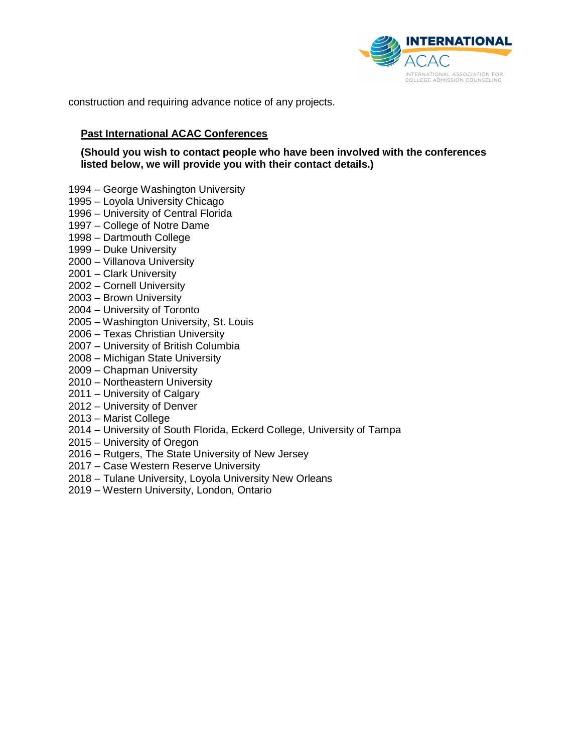construction and requiring advance notice of any projects.

## Past International ACAC Conferences

**(Should you wish to contact people who have been involved with the conferences listed below, we will provide you with their contact details.)**

1994 – George Washington University
1995 – Loyola University Chicago
1996 – University of Central Florida
1997 – College of Notre Dame
1998 – Dartmouth College
1999 – Duke University
2000 – Villanova University
2001 – Clark University
2002 – Cornell University
2003 – Brown University
2004 – University of Toronto
2005 – Washington University, St. Louis
2006 – Texas Christian University
2007 – University of British Columbia
2008 – Michigan State University
2009 – Chapman University
2010 – Northeastern University
2011 – University of Calgary
2012 – University of Denver
2013 – Marist College
2014 – University of South Florida, Eckerd College, University of Tampa
2015 – University of Oregon
2016 – Rutgers, The State University of New Jersey
2017 – Case Western Reserve University
2018 – Tulane University, Loyola University New Orleans
2019 – Western University, London, Ontario